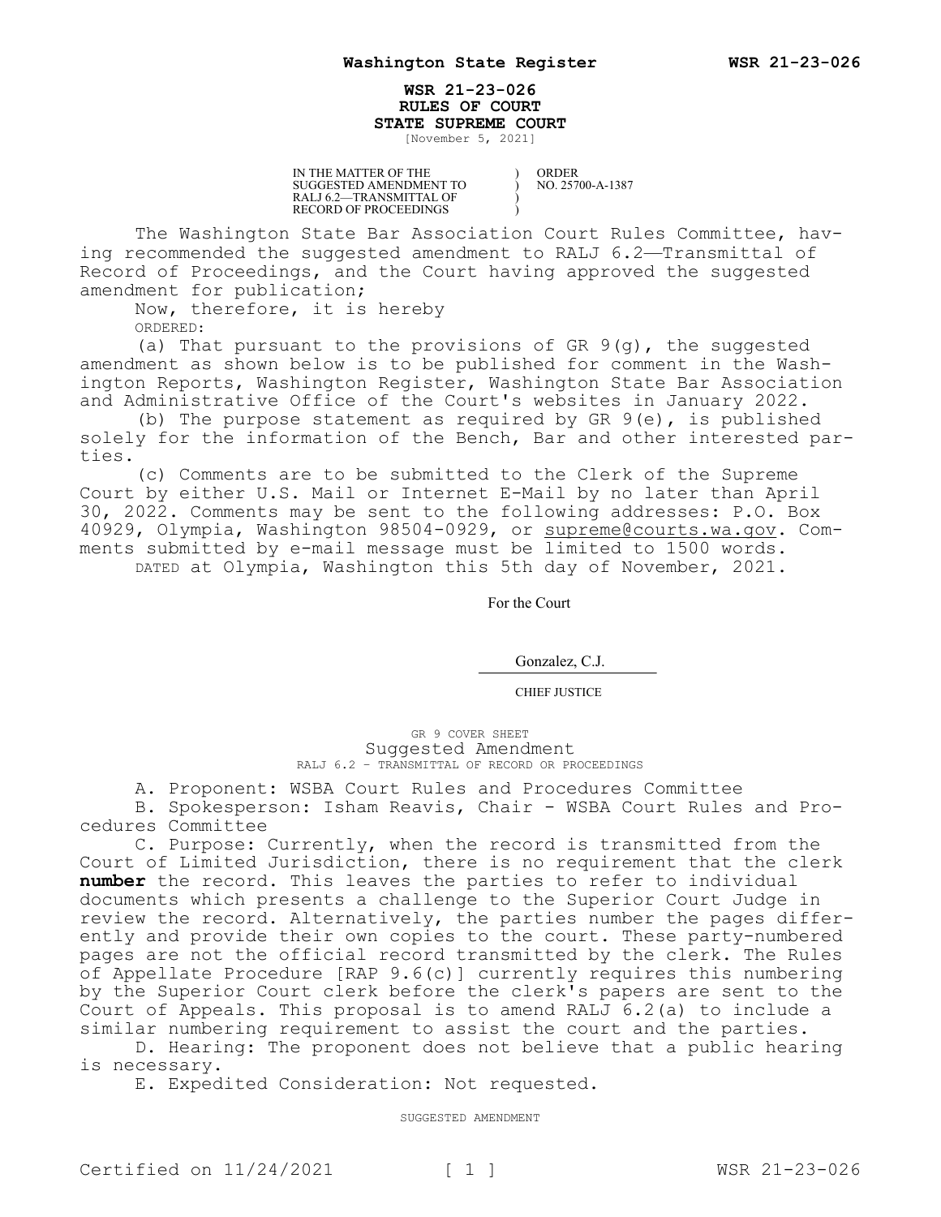# WSR 21-23-026
## RULES OF COURT
## STATE SUPREME COURT

[November 5, 2021]

| IN THE MATTER OF THE SUGGESTED AMENDMENT TO RALJ 6.2—TRANSMITTAL OF RECORD OF PROCEEDINGS | ) ) ) ) | ORDER NO. 25700-A-1387 |
| --- | --- | --- |

The Washington State Bar Association Court Rules Committee, having recommended the suggested amendment to RALJ 6.2—Transmittal of Record of Proceedings, and the Court having approved the suggested amendment for publication;

Now, therefore, it is hereby

ORDERED:

(a) That pursuant to the provisions of GR 9(g), the suggested amendment as shown below is to be published for comment in the Washington Reports, Washington Register, Washington State Bar Association and Administrative Office of the Court's websites in January 2022.

(b) The purpose statement as required by GR 9(e), is published solely for the information of the Bench, Bar and other interested parties.

(c) Comments are to be submitted to the Clerk of the Supreme Court by either U.S. Mail or Internet E-Mail by no later than April 30, 2022. Comments may be sent to the following addresses: P.O. Box 40929, Olympia, Washington 98504-0929, or supreme@courts.wa.gov. Comments submitted by e-mail message must be limited to 1500 words.

DATED at Olympia, Washington this 5th day of November, 2021.

For the Court

Gonzalez, C.J.

CHIEF JUSTICE

GR 9 COVER SHEET

### Suggested Amendment

RALJ 6.2 - TRANSMITTAL OF RECORD OR PROCEEDINGS

A. Proponent: WSBA Court Rules and Procedures Committee

B. Spokesperson: Isham Reavis, Chair - WSBA Court Rules and Procedures Committee

C. Purpose: Currently, when the record is transmitted from the Court of Limited Jurisdiction, there is no requirement that the clerk **number** the record. This leaves the parties to refer to individual documents which presents a challenge to the Superior Court Judge in review the record. Alternatively, the parties number the pages differently and provide their own copies to the court. These party-numbered pages are not the official record transmitted by the clerk. The Rules of Appellate Procedure [RAP 9.6(c)] currently requires this numbering by the Superior Court clerk before the clerk's papers are sent to the Court of Appeals. This proposal is to amend RALJ 6.2(a) to include a similar numbering requirement to assist the court and the parties.

D. Hearing: The proponent does not believe that a public hearing is necessary.

E. Expedited Consideration: Not requested.

SUGGESTED AMENDMENT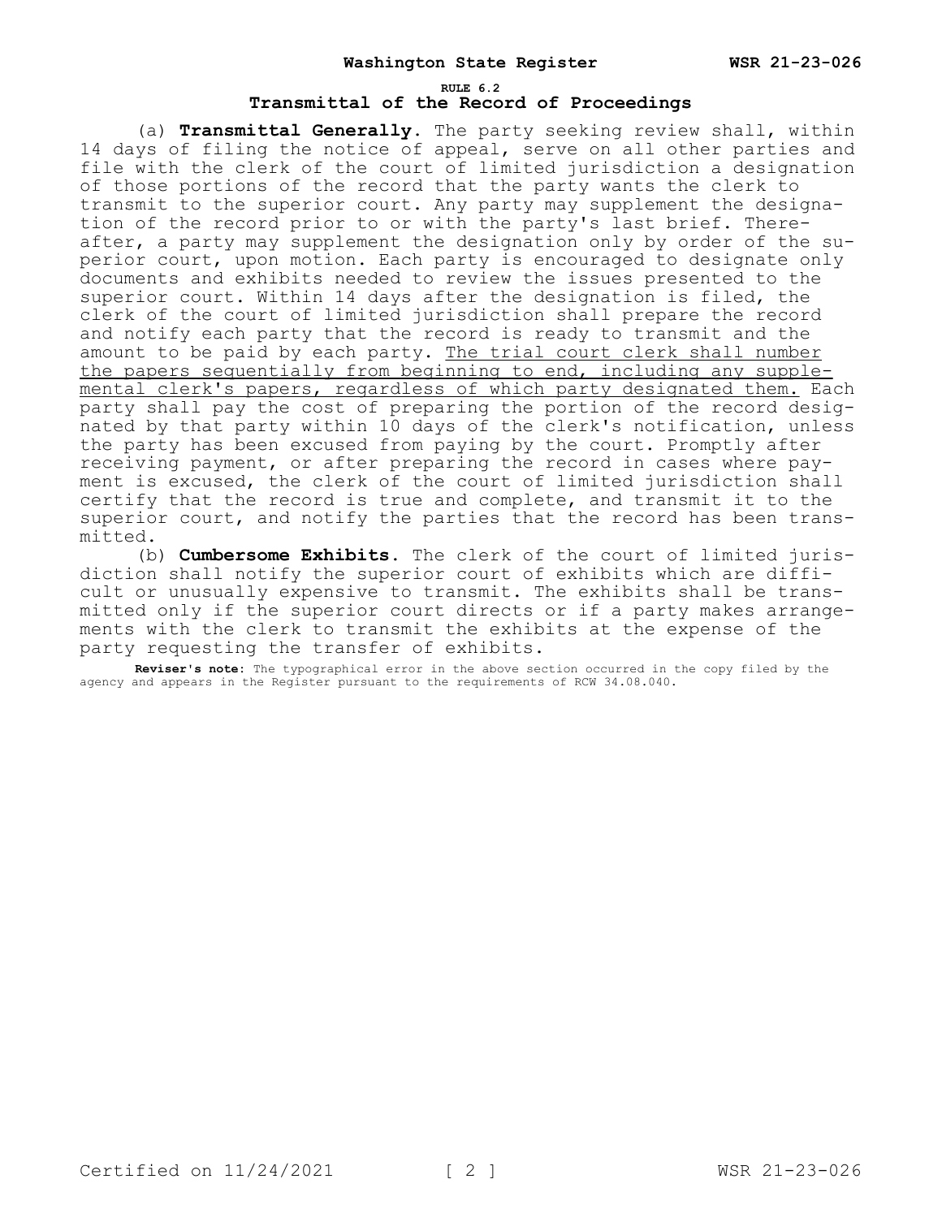**RULE 6.2**

## Transmittal of the Record of Proceedings

(a) **Transmittal Generally.** The party seeking review shall, within 14 days of filing the notice of appeal, serve on all other parties and file with the clerk of the court of limited jurisdiction a designation of those portions of the record that the party wants the clerk to transmit to the superior court. Any party may supplement the designation of the record prior to or with the party's last brief. Thereafter, a party may supplement the designation only by order of the superior court, upon motion. Each party is encouraged to designate only documents and exhibits needed to review the issues presented to the superior court. Within 14 days after the designation is filed, the clerk of the court of limited jurisdiction shall prepare the record and notify each party that the record is ready to transmit and the amount to be paid by each party. <u>The trial court clerk shall number the papers sequentially from beginning to end, including any supplemental clerk's papers, regardless of which party designated them.</u> Each party shall pay the cost of preparing the portion of the record designated by that party within 10 days of the clerk's notification, unless the party has been excused from paying by the court. Promptly after receiving payment, or after preparing the record in cases where payment is excused, the clerk of the court of limited jurisdiction shall certify that the record is true and complete, and transmit it to the superior court, and notify the parties that the record has been transmitted.

(b) **Cumbersome Exhibits.** The clerk of the court of limited jurisdiction shall notify the superior court of exhibits which are difficult or unusually expensive to transmit. The exhibits shall be transmitted only if the superior court directs or if a party makes arrangements with the clerk to transmit the exhibits at the expense of the party requesting the transfer of exhibits.

**Reviser's note:** The typographical error in the above section occurred in the copy filed by the agency and appears in the Register pursuant to the requirements of RCW 34.08.040.